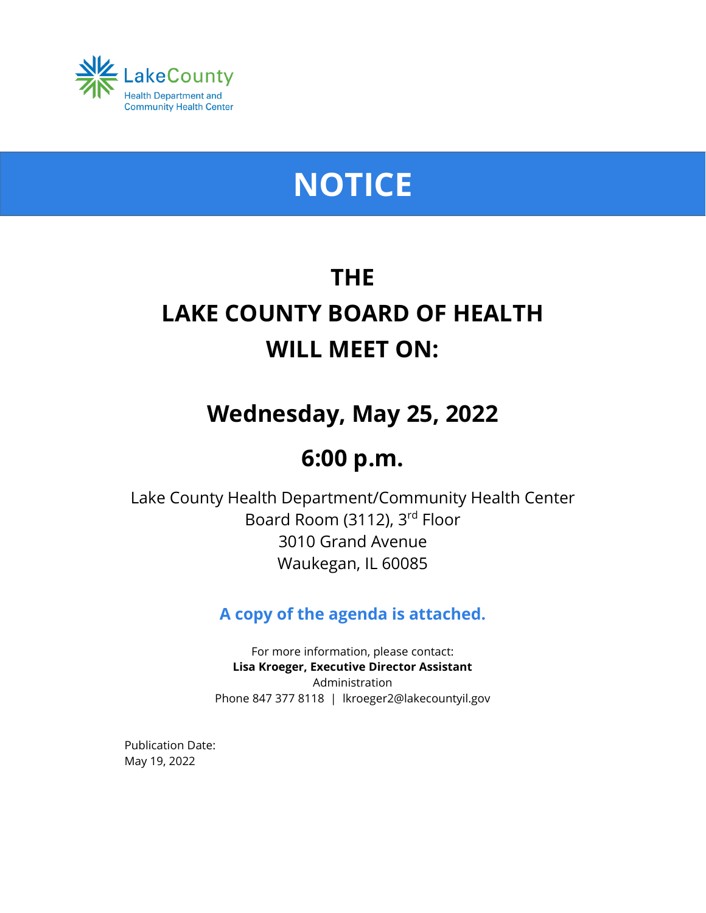LakeCounty
Health Department and
Community Health Center

# NOTICE

## THE
## LAKE COUNTY BOARD OF HEALTH
## WILL MEET ON:

## Wednesday, May 25, 2022

## 6:00 p.m.

Lake County Health Department/Community Health Center
Board Room (3112), 3rd Floor
3010 Grand Avenue
Waukegan, IL 60085

**A copy of the agenda is attached.**

For more information, please contact:
**Lisa Kroeger, Executive Director Assistant**
Administration
Phone 847 377 8118 | lkroeger2@lakecountyil.gov

Publication Date:
May 19, 2022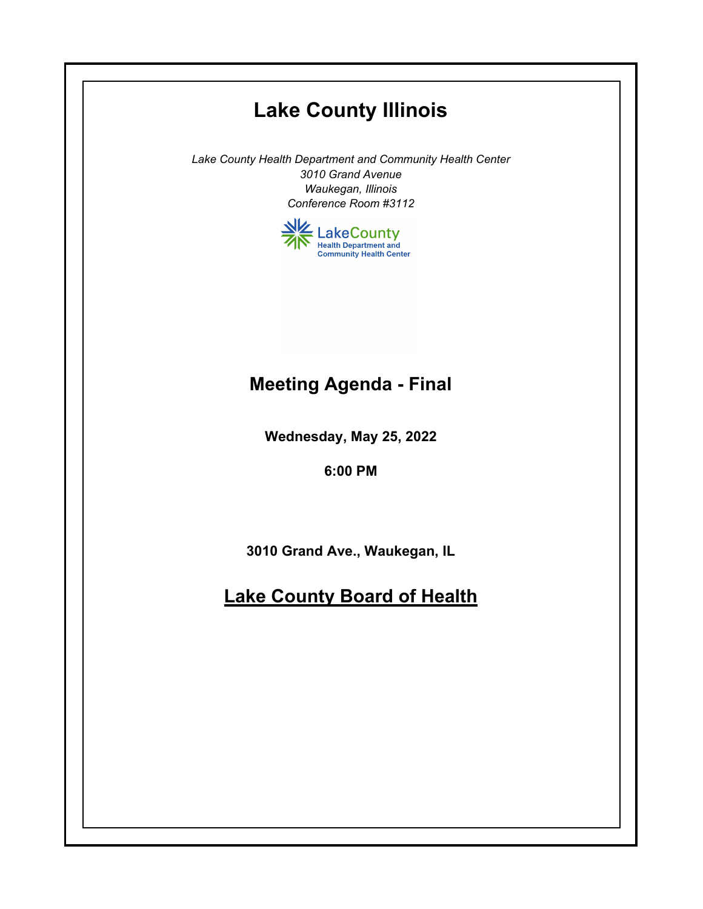# Lake County Illinois

*Lake County Health Department and Community Health Center*
*3010 Grand Avenue*
*Waukegan, Illinois*
*Conference Room #3112*

LakeCounty
Health Department and
Community Health Center

## Meeting Agenda - Final

**Wednesday, May 25, 2022**

**6:00 PM**

**3010 Grand Ave., Waukegan, IL**

## Lake County Board of Health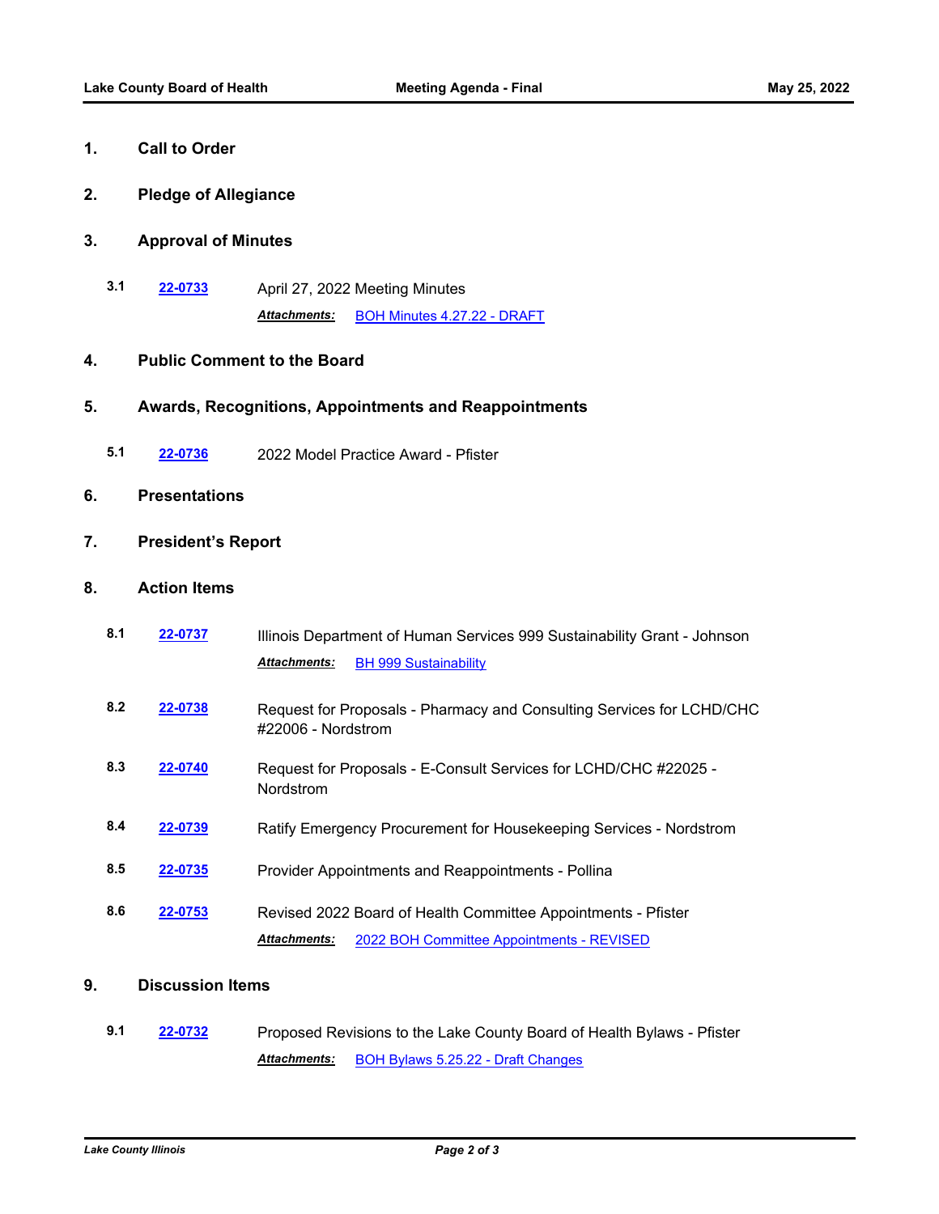## 1. Call to Order

## 2. Pledge of Allegiance

## 3. Approval of Minutes

**3.1** [22-0733](22-0733) April 27, 2022 Meeting Minutes

***Attachments:*** BOH Minutes 4.27.22 - DRAFT

## 4. Public Comment to the Board

## 5. Awards, Recognitions, Appointments and Reappointments

**5.1** 22-0736 2022 Model Practice Award - Pfister

## 6. Presentations

## 7. President's Report

## 8. Action Items

**8.1** 22-0737 Illinois Department of Human Services 999 Sustainability Grant - Johnson

***Attachments:*** BH 999 Sustainability

**8.2** 22-0738 Request for Proposals - Pharmacy and Consulting Services for LCHD/CHC #22006 - Nordstrom

**8.3** 22-0740 Request for Proposals - E-Consult Services for LCHD/CHC #22025 - Nordstrom

**8.4** 22-0739 Ratify Emergency Procurement for Housekeeping Services - Nordstrom

**8.5** 22-0735 Provider Appointments and Reappointments - Pollina

**8.6** 22-0753 Revised 2022 Board of Health Committee Appointments - Pfister

***Attachments:*** 2022 BOH Committee Appointments - REVISED

## 9. Discussion Items

**9.1** 22-0732 Proposed Revisions to the Lake County Board of Health Bylaws - Pfister

***Attachments:*** BOH Bylaws 5.25.22 - Draft Changes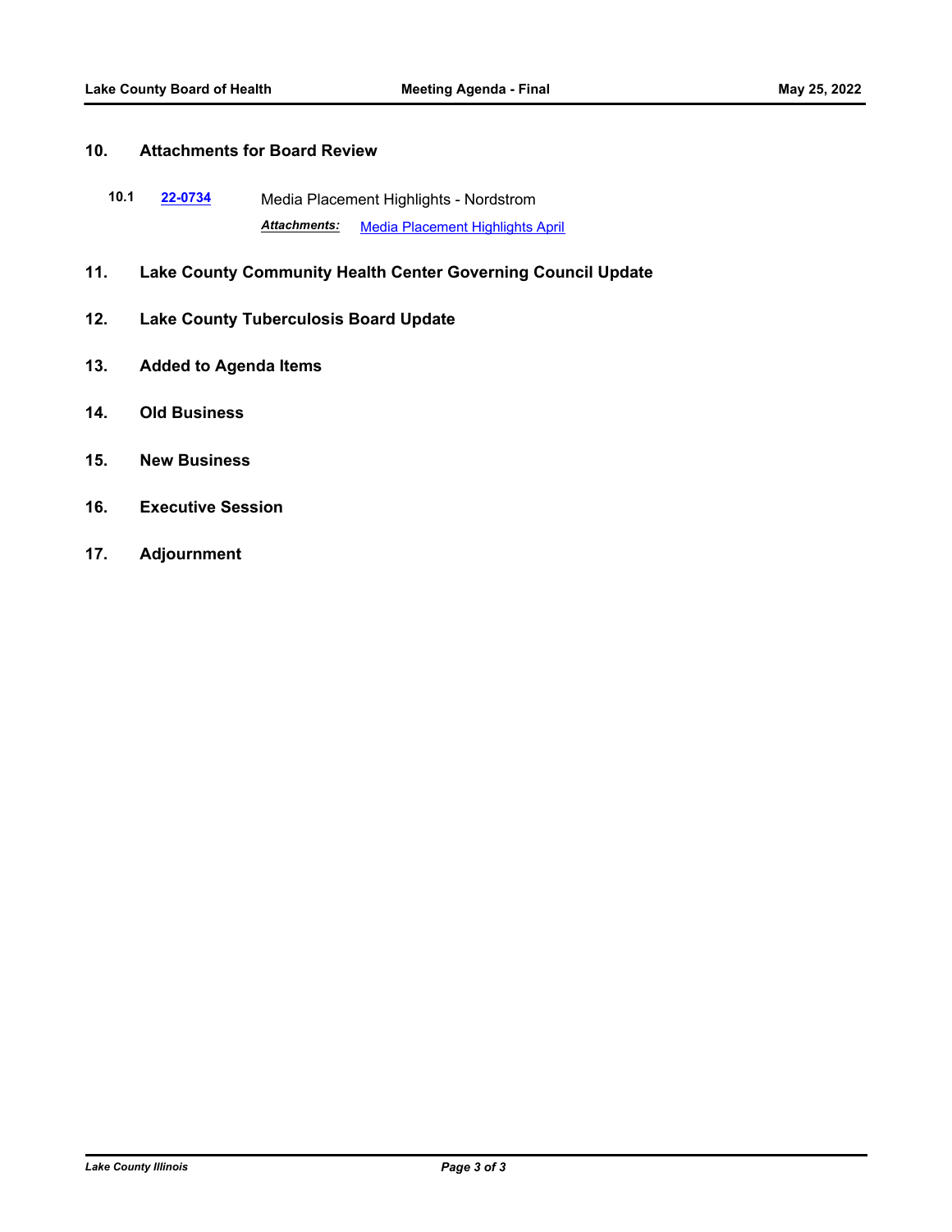## 10. Attachments for Board Review

**10.1** **22-0734** Media Placement Highlights - Nordstrom

***Attachments:*** Media Placement Highlights April

## 11. Lake County Community Health Center Governing Council Update

## 12. Lake County Tuberculosis Board Update

## 13. Added to Agenda Items

## 14. Old Business

## 15. New Business

## 16. Executive Session

## 17. Adjournment